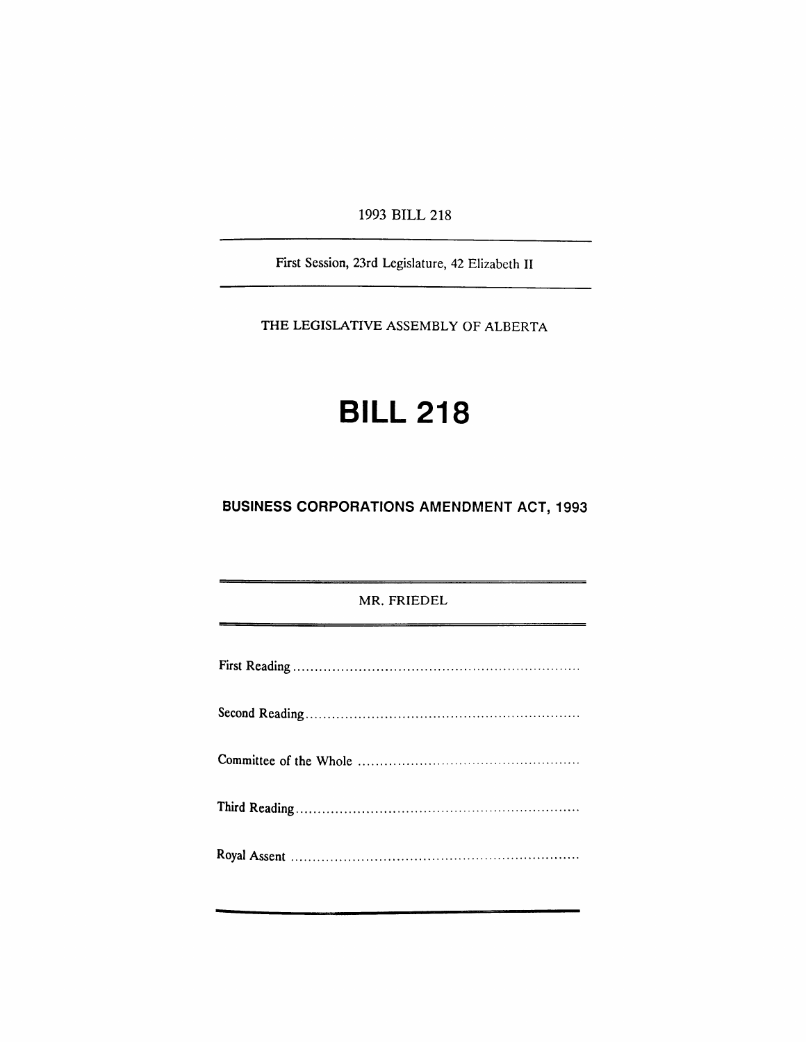1993 BILL 218

---

First Session, 23rd Legislature, 42 Elizabeth II

---

THE LEGISLATIVE ASSEMBLY OF ALBERTA

# BILL 218

## BUSINESS CORPORATIONS AMENDMENT ACT, 1993

---

MR. FRIEDEL

---

First Reading ..................................................................

Second Reading ..............................................................

Committee of the Whole ..................................................

Third Reading .................................................................

Royal Assent ..................................................................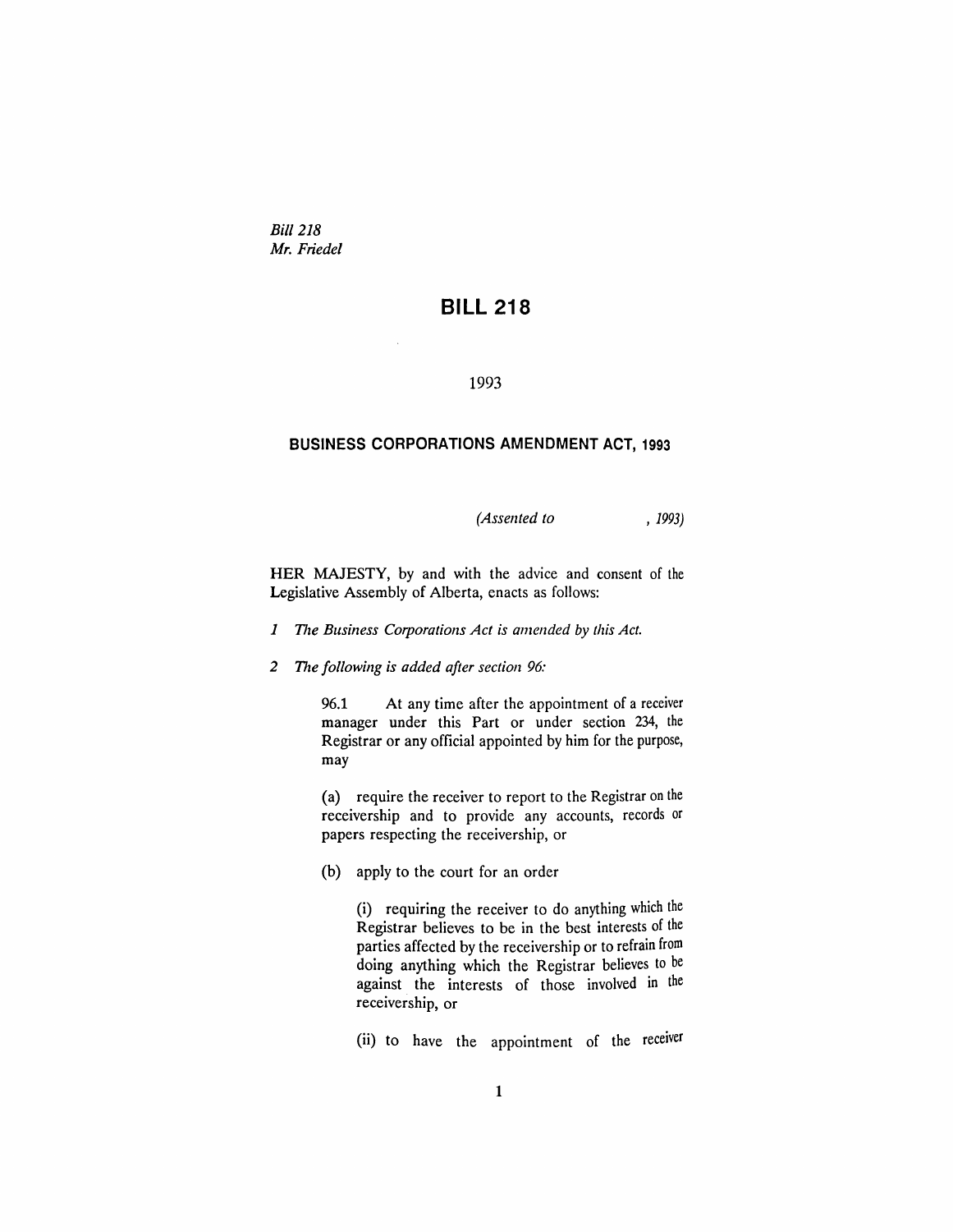*Bill 218*
*Mr. Friedel*

# BILL 218

1993

## BUSINESS CORPORATIONS AMENDMENT ACT, 1993

*(Assented to , 1993)*

HER MAJESTY, by and with the advice and consent of the Legislative Assembly of Alberta, enacts as follows:

*1 The Business Corporations Act is amended by this Act.*

*2 The following is added after section 96:*

96.1 At any time after the appointment of a receiver manager under this Part or under section 234, the Registrar or any official appointed by him for the purpose, may

(a) require the receiver to report to the Registrar on the receivership and to provide any accounts, records or papers respecting the receivership, or

(b) apply to the court for an order

(i) requiring the receiver to do anything which the Registrar believes to be in the best interests of the parties affected by the receivership or to refrain from doing anything which the Registrar believes to be against the interests of those involved in the receivership, or

(ii) to have the appointment of the receiver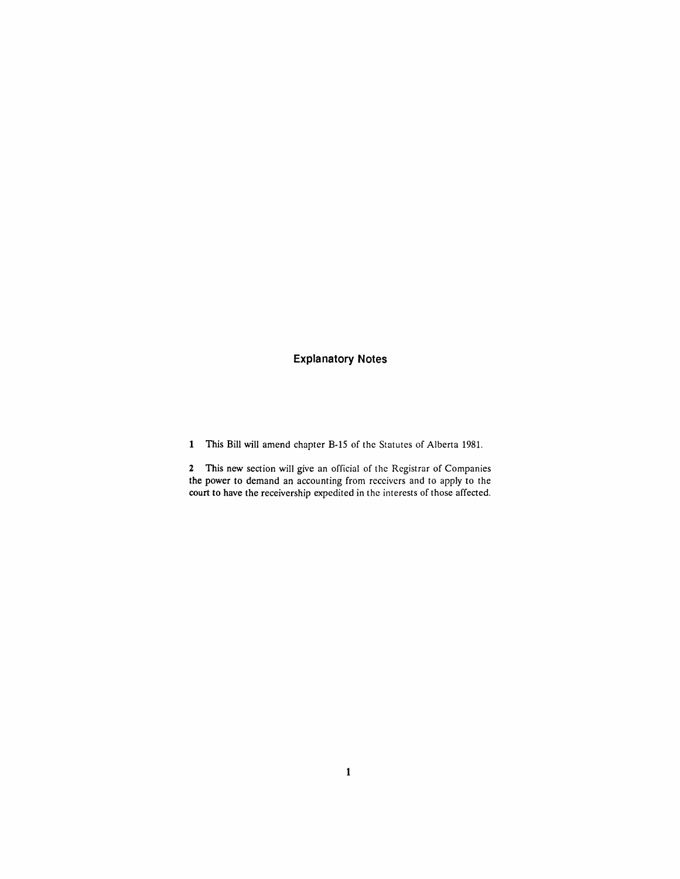## Explanatory Notes

**1** This Bill will amend chapter B-15 of the Statutes of Alberta 1981.

**2** This new section will give an official of the Registrar of Companies the power to demand an accounting from receivers and to apply to the court to have the receivership expedited in the interests of those affected.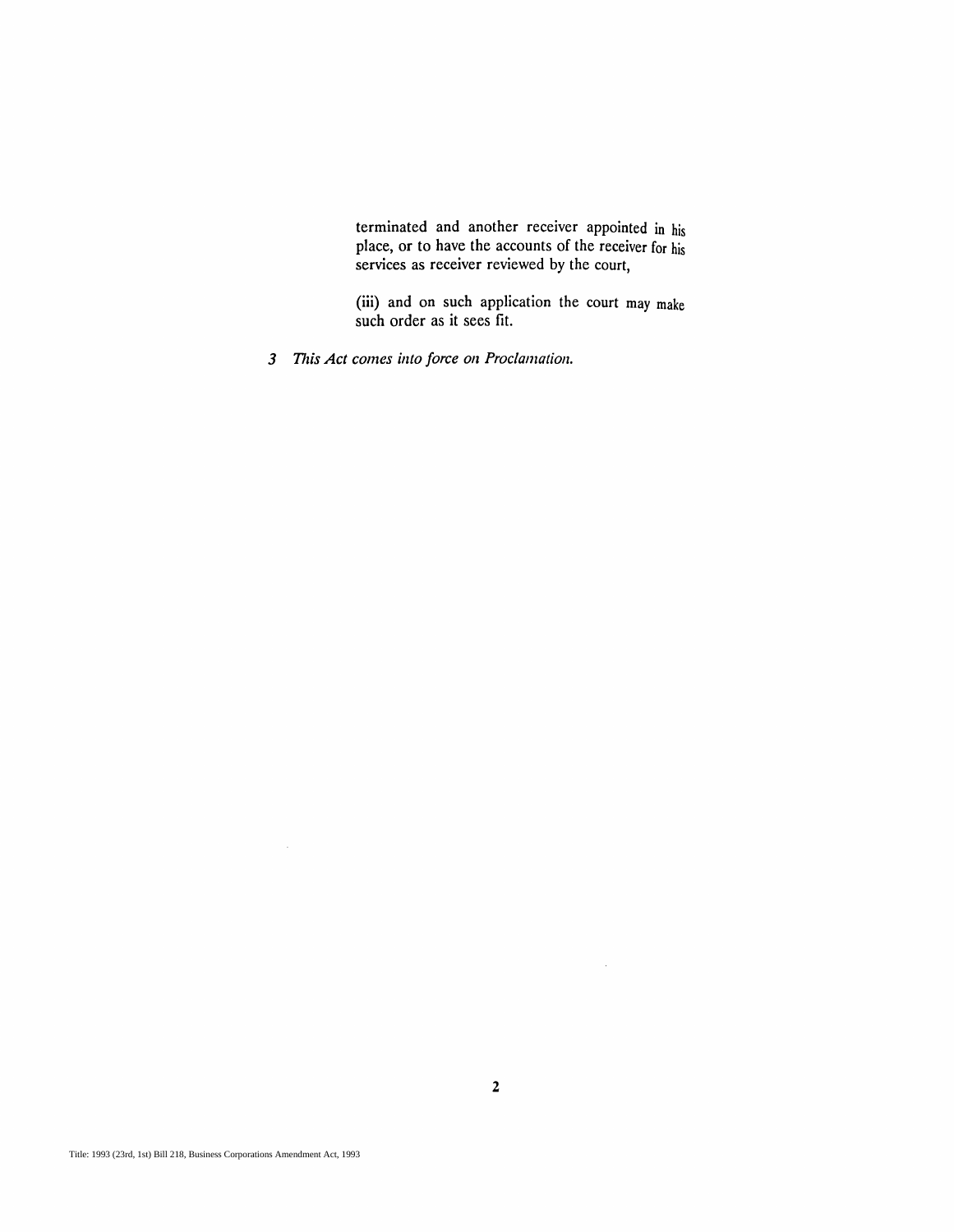terminated and another receiver appointed in his place, or to have the accounts of the receiver for his services as receiver reviewed by the court,

(iii) and on such application the court may make such order as it sees fit.

3 *This Act comes into force on Proclamation.*